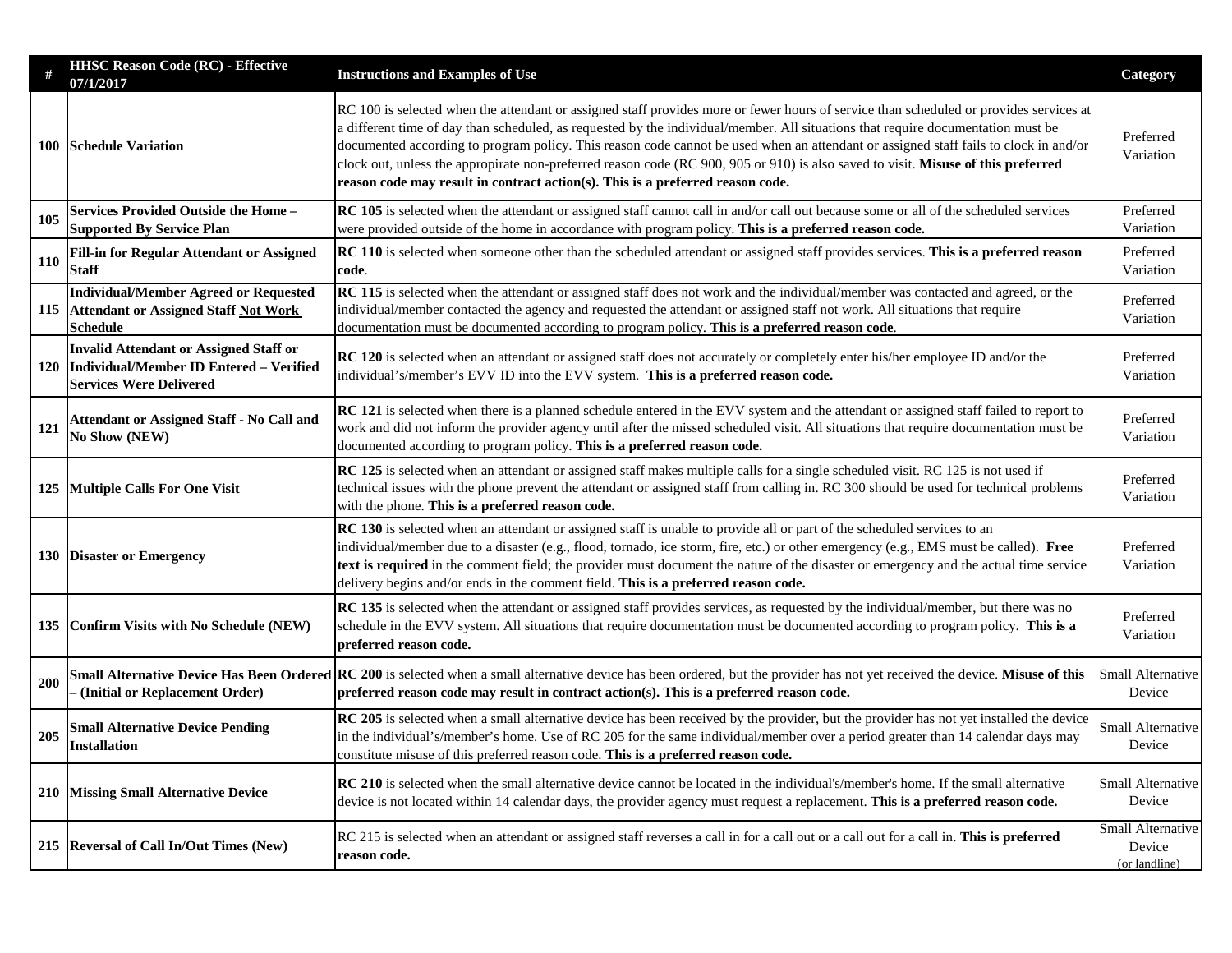| # | HHSC Reason Code (RC) - Effective 07/1/2017 | Instructions and Examples of Use | Category |
|---|---|---|---|
| 100 | **Schedule Variation** | RC 100 is selected when the attendant or assigned staff provides more or fewer hours of service than scheduled or provides services at a different time of day than scheduled, as requested by the individual/member. All situations that require documentation must be documented according to program policy. This reason code cannot be used when an attendant or assigned staff fails to clock in and/or clock out, unless the appropirate non-preferred reason code (RC 900, 905 or 910) is also saved to visit. **Misuse of this preferred reason code may result in contract action(s). This is a preferred reason code.** | Preferred Variation |
| 105 | **Services Provided Outside the Home – Supported By Service Plan** | **RC 105** is selected when the attendant or assigned staff cannot call in and/or call out because some or all of the scheduled services were provided outside of the home in accordance with program policy. **This is a preferred reason code.** | Preferred Variation |
| 110 | **Fill-in for Regular Attendant or Assigned Staff** | **RC 110** is selected when someone other than the scheduled attendant or assigned staff provides services. **This is a preferred reason code**. | Preferred Variation |
| 115 | **Individual/Member Agreed or Requested Attendant or Assigned Staff Not Work Schedule** | **RC 115** is selected when the attendant or assigned staff does not work and the individual/member was contacted and agreed, or the individual/member contacted the agency and requested the attendant or assigned staff not work. All situations that require documentation must be documented according to program policy. **This is a preferred reason code**. | Preferred Variation |
| 120 | **Invalid Attendant or Assigned Staff or Individual/Member ID Entered – Verified Services Were Delivered** | **RC 120** is selected when an attendant or assigned staff does not accurately or completely enter his/her employee ID and/or the individual's/member's EVV ID into the EVV system. **This is a preferred reason code.** | Preferred Variation |
| 121 | **Attendant or Assigned Staff - No Call and No Show (NEW)** | **RC 121** is selected when there is a planned schedule entered in the EVV system and the attendant or assigned staff failed to report to work and did not inform the provider agency until after the missed scheduled visit. All situations that require documentation must be documented according to program policy. **This is a preferred reason code.** | Preferred Variation |
| 125 | **Multiple Calls For One Visit** | **RC 125** is selected when an attendant or assigned staff makes multiple calls for a single scheduled visit. RC 125 is not used if technical issues with the phone prevent the attendant or assigned staff from calling in. RC 300 should be used for technical problems with the phone. **This is a preferred reason code.** | Preferred Variation |
| 130 | **Disaster or Emergency** | **RC 130** is selected when an attendant or assigned staff is unable to provide all or part of the scheduled services to an individual/member due to a disaster (e.g., flood, tornado, ice storm, fire, etc.) or other emergency (e.g., EMS must be called). **Free text is required** in the comment field; the provider must document the nature of the disaster or emergency and the actual time service delivery begins and/or ends in the comment field. **This is a preferred reason code.** | Preferred Variation |
| 135 | **Confirm Visits with No Schedule (NEW)** | **RC 135** is selected when the attendant or assigned staff provides services, as requested by the individual/member, but there was no schedule in the EVV system. All situations that require documentation must be documented according to program policy. **This is a preferred reason code.** | Preferred Variation |
| 200 | **Small Alternative Device Has Been Ordered – (Initial or Replacement Order)** | **RC 200** is selected when a small alternative device has been ordered, but the provider has not yet received the device. **Misuse of this preferred reason code may result in contract action(s). This is a preferred reason code.** | Small Alternative Device |
| 205 | **Small Alternative Device Pending Installation** | **RC 205** is selected when a small alternative device has been received by the provider, but the provider has not yet installed the device in the individual's/member's home. Use of RC 205 for the same individual/member over a period greater than 14 calendar days may constitute misuse of this preferred reason code. **This is a preferred reason code.** | Small Alternative Device |
| 210 | **Missing Small Alternative Device** | **RC 210** is selected when the small alternative device cannot be located in the individual's/member's home. If the small alternative device is not located within 14 calendar days, the provider agency must request a replacement. **This is a preferred reason code.** | Small Alternative Device |
| 215 | **Reversal of Call In/Out Times (New)** | RC 215 is selected when an attendant or assigned staff reverses a call in for a call out or a call out for a call in. **This is preferred reason code.** | Small Alternative Device (or landline) |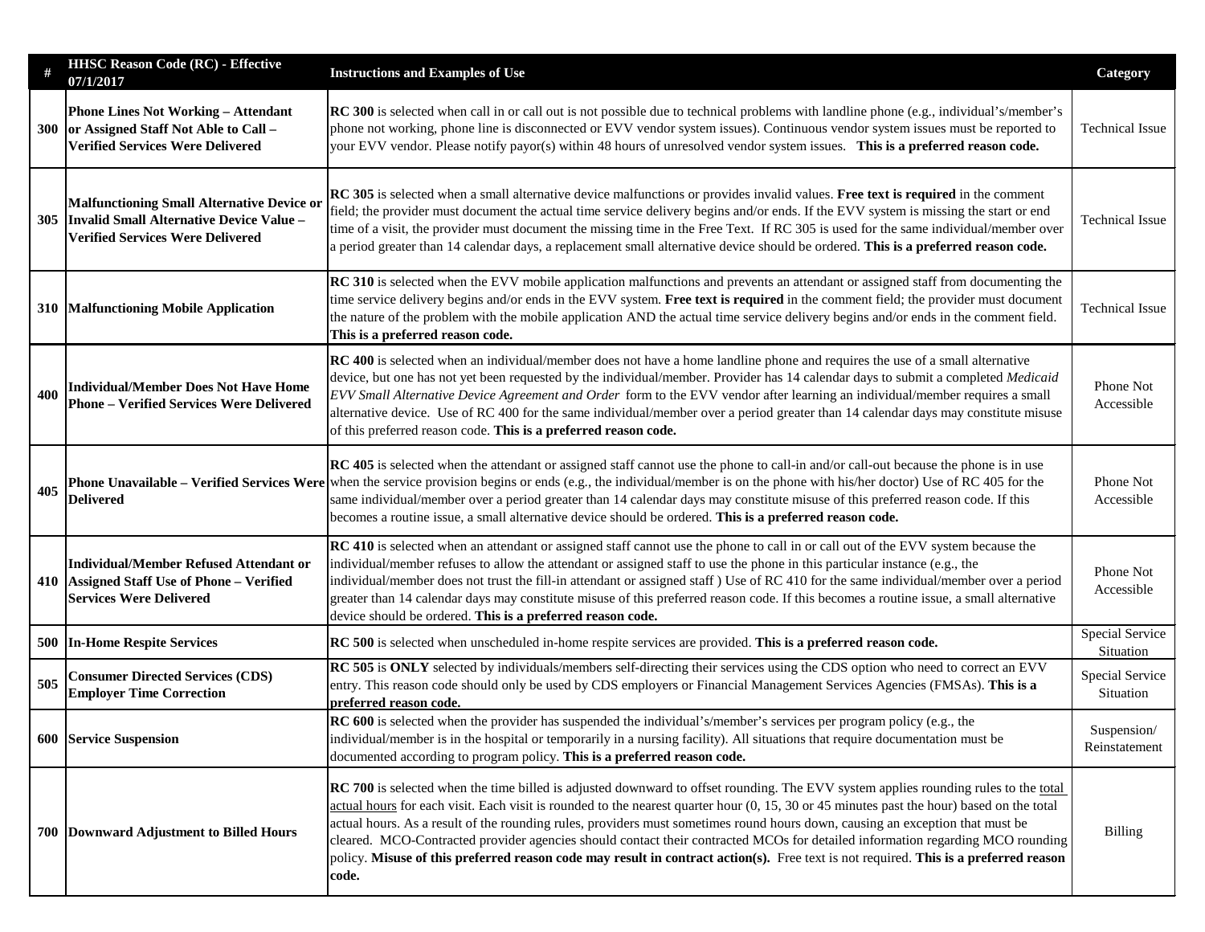| # | HHSC Reason Code (RC) - Effective 07/1/2017 | Instructions and Examples of Use | Category |
|---|---|---|---|
| 300 | **Phone Lines Not Working – Attendant or Assigned Staff Not Able to Call – Verified Services Were Delivered** | **RC 300** is selected when call in or call out is not possible due to technical problems with landline phone (e.g., individual's/member's phone not working, phone line is disconnected or EVV vendor system issues). Continuous vendor system issues must be reported to your EVV vendor. Please notify payor(s) within 48 hours of unresolved vendor system issues. **This is a preferred reason code.** | Technical Issue |
| 305 | **Malfunctioning Small Alternative Device or Invalid Small Alternative Device Value – Verified Services Were Delivered** | **RC 305** is selected when a small alternative device malfunctions or provides invalid values. **Free text is required** in the comment field; the provider must document the actual time service delivery begins and/or ends. If the EVV system is missing the start or end time of a visit, the provider must document the missing time in the Free Text. If RC 305 is used for the same individual/member over a period greater than 14 calendar days, a replacement small alternative device should be ordered. **This is a preferred reason code.** | Technical Issue |
| 310 | **Malfunctioning Mobile Application** | **RC 310** is selected when the EVV mobile application malfunctions and prevents an attendant or assigned staff from documenting the time service delivery begins and/or ends in the EVV system. **Free text is required** in the comment field; the provider must document the nature of the problem with the mobile application AND the actual time service delivery begins and/or ends in the comment field. **This is a preferred reason code.** | Technical Issue |
| 400 | **Individual/Member Does Not Have Home Phone – Verified Services Were Delivered** | **RC 400** is selected when an individual/member does not have a home landline phone and requires the use of a small alternative device, but one has not yet been requested by the individual/member. Provider has 14 calendar days to submit a completed *Medicaid EVV Small Alternative Device Agreement and Order* form to the EVV vendor after learning an individual/member requires a small alternative device. Use of RC 400 for the same individual/member over a period greater than 14 calendar days may constitute misuse of this preferred reason code. **This is a preferred reason code.** | Phone Not Accessible |
| 405 | **Phone Unavailable – Verified Services Were Delivered** | **RC 405** is selected when the attendant or assigned staff cannot use the phone to call-in and/or call-out because the phone is in use when the service provision begins or ends (e.g., the individual/member is on the phone with his/her doctor) Use of RC 405 for the same individual/member over a period greater than 14 calendar days may constitute misuse of this preferred reason code. If this becomes a routine issue, a small alternative device should be ordered. **This is a preferred reason code.** | Phone Not Accessible |
| 410 | **Individual/Member Refused Attendant or Assigned Staff Use of Phone – Verified Services Were Delivered** | **RC 410** is selected when an attendant or assigned staff cannot use the phone to call in or call out of the EVV system because the individual/member refuses to allow the attendant or assigned staff to use the phone in this particular instance (e.g., the individual/member does not trust the fill-in attendant or assigned staff ) Use of RC 410 for the same individual/member over a period greater than 14 calendar days may constitute misuse of this preferred reason code. If this becomes a routine issue, a small alternative device should be ordered. **This is a preferred reason code.** | Phone Not Accessible |
| 500 | **In-Home Respite Services** | **RC 500** is selected when unscheduled in-home respite services are provided. **This is a preferred reason code.** | Special Service Situation |
| 505 | **Consumer Directed Services (CDS) Employer Time Correction** | **RC 505** is **ONLY** selected by individuals/members self-directing their services using the CDS option who need to correct an EVV entry. This reason code should only be used by CDS employers or Financial Management Services Agencies (FMSAs). **This is a preferred reason code.** | Special Service Situation |
| 600 | **Service Suspension** | **RC 600** is selected when the provider has suspended the individual's/member's services per program policy (e.g., the individual/member is in the hospital or temporarily in a nursing facility). All situations that require documentation must be documented according to program policy. **This is a preferred reason code.** | Suspension/ Reinstatement |
| 700 | **Downward Adjustment to Billed Hours** | **RC 700** is selected when the time billed is adjusted downward to offset rounding. The EVV system applies rounding rules to the total actual hours for each visit. Each visit is rounded to the nearest quarter hour (0, 15, 30 or 45 minutes past the hour) based on the total actual hours. As a result of the rounding rules, providers must sometimes round hours down, causing an exception that must be cleared. MCO-Contracted provider agencies should contact their contracted MCOs for detailed information regarding MCO rounding policy. **Misuse of this preferred reason code may result in contract action(s).** Free text is not required. **This is a preferred reason code.** | Billing |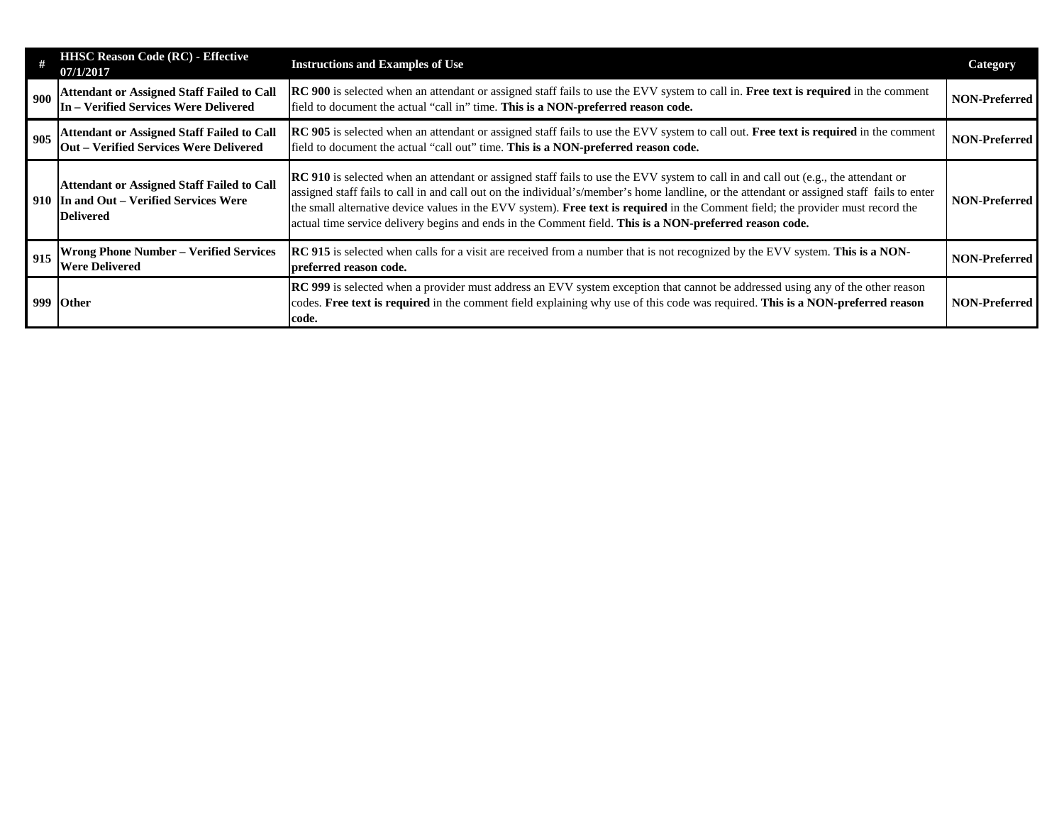| # | HHSC Reason Code (RC) - Effective 07/1/2017 | Instructions and Examples of Use | Category |
|---|---|---|---|
| 900 | **Attendant or Assigned Staff Failed to Call In – Verified Services Were Delivered** | **RC 900** is selected when an attendant or assigned staff fails to use the EVV system to call in. **Free text is required** in the comment field to document the actual "call in" time. **This is a NON-preferred reason code.** | **NON-Preferred** |
| 905 | **Attendant or Assigned Staff Failed to Call Out – Verified Services Were Delivered** | **RC 905** is selected when an attendant or assigned staff fails to use the EVV system to call out. **Free text is required** in the comment field to document the actual "call out" time. **This is a NON-preferred reason code.** | **NON-Preferred** |
| 910 | **Attendant or Assigned Staff Failed to Call In and Out – Verified Services Were Delivered** | **RC 910** is selected when an attendant or assigned staff fails to use the EVV system to call in and call out (e.g., the attendant or assigned staff fails to call in and call out on the individual's/member's home landline, or the attendant or assigned staff fails to enter the small alternative device values in the EVV system). **Free text is required** in the Comment field; the provider must record the actual time service delivery begins and ends in the Comment field. **This is a NON-preferred reason code.** | **NON-Preferred** |
| 915 | **Wrong Phone Number – Verified Services Were Delivered** | **RC 915** is selected when calls for a visit are received from a number that is not recognized by the EVV system. **This is a NON-preferred reason code.** | **NON-Preferred** |
| 999 | **Other** | **RC 999** is selected when a provider must address an EVV system exception that cannot be addressed using any of the other reason codes. **Free text is required** in the comment field explaining why use of this code was required. **This is a NON-preferred reason code.** | **NON-Preferred** |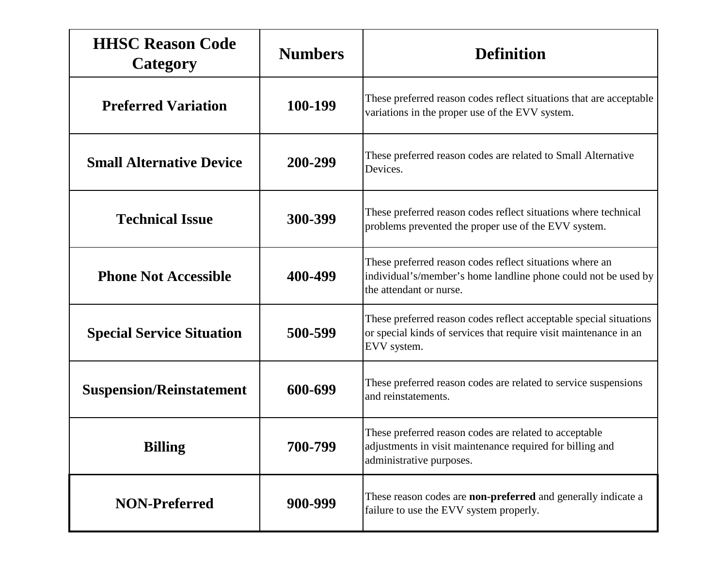| HHSC Reason Code Category | Numbers | Definition |
| --- | --- | --- |
| **Preferred Variation** | **100-199** | These preferred reason codes reflect situations that are acceptable variations in the proper use of the EVV system. |
| **Small Alternative Device** | **200-299** | These preferred reason codes are related to Small Alternative Devices. |
| **Technical Issue** | **300-399** | These preferred reason codes reflect situations where technical problems prevented the proper use of the EVV system. |
| **Phone Not Accessible** | **400-499** | These preferred reason codes reflect situations where an individual's/member's home landline phone could not be used by the attendant or nurse. |
| **Special Service Situation** | **500-599** | These preferred reason codes reflect acceptable special situations or special kinds of services that require visit maintenance in an EVV system. |
| **Suspension/Reinstatement** | **600-699** | These preferred reason codes are related to service suspensions and reinstatements. |
| **Billing** | **700-799** | These preferred reason codes are related to acceptable adjustments in visit maintenance required for billing and administrative purposes. |
| **NON-Preferred** | **900-999** | These reason codes are **non-preferred** and generally indicate a failure to use the EVV system properly. |